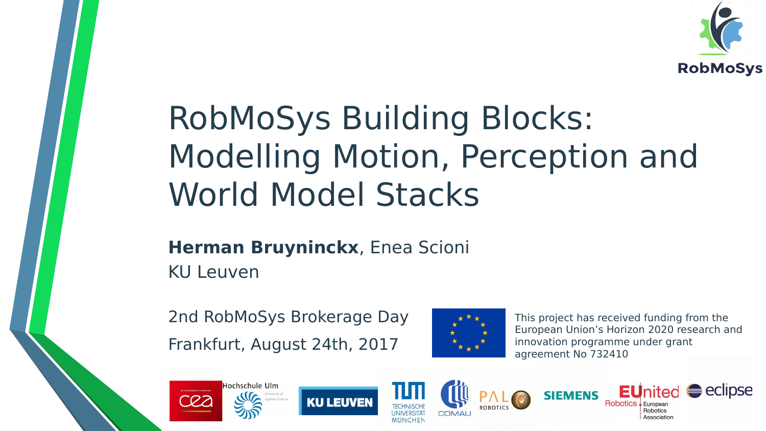# RobMoSys Building Blocks: Modelling Motion, Perception and World Model Stacks

**Herman Bruyninckx**, Enea Scioni
KU Leuven

2nd RobMoSys Brokerage Day

Frankfurt, August 24th, 2017

This project has received funding from the European Union's Horizon 2020 research and innovation programme under grant agreement No 732410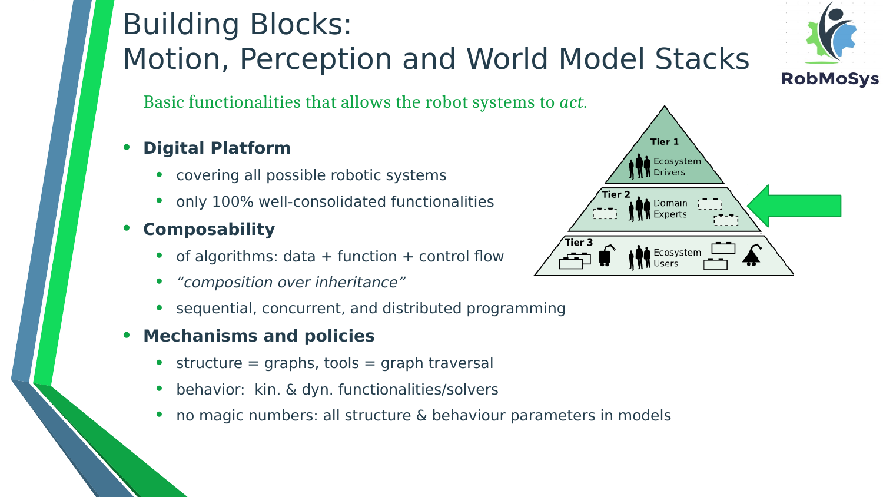# Building Blocks: Motion, Perception and World Model Stacks

Basic functionalities that allows the robot systems to *act*.

- **Digital Platform**
  - covering all possible robotic systems
  - only 100% well-consolidated functionalities
- **Composability**
  - of algorithms: data + function + control flow
  - *"composition over inheritance"*
  - sequential, concurrent, and distributed programming
- **Mechanisms and policies**
  - structure = graphs, tools = graph traversal
  - behavior: kin. & dyn. functionalities/solvers
  - no magic numbers: all structure & behaviour parameters in models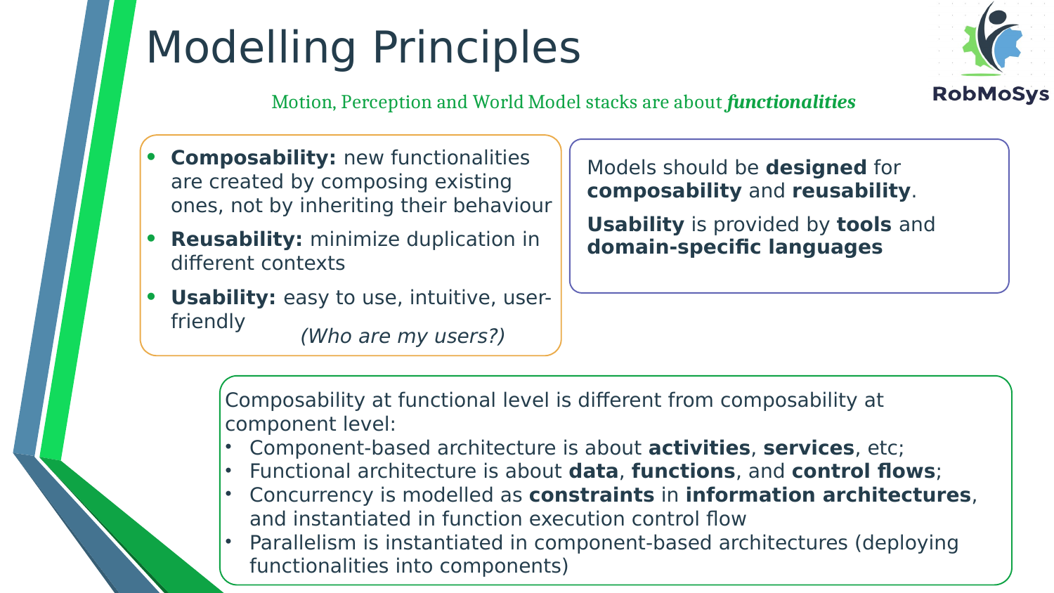# Modelling Principles

Motion, Perception and World Model stacks are about ***functionalities***

- **Composability:** new functionalities are created by composing existing ones, not by inheriting their behaviour
- **Reusability:** minimize duplication in different contexts
- **Usability:** easy to use, intuitive, user-friendly *(Who are my users?)*

Models should be **designed** for **composability** and **reusability**.

**Usability** is provided by **tools** and **domain-specific languages**

Composability at functional level is different from composability at component level:

- Component-based architecture is about **activities**, **services**, etc;
- Functional architecture is about **data**, **functions**, and **control flows**;
- Concurrency is modelled as **constraints** in **information architectures**, and instantiated in function execution control flow
- Parallelism is instantiated in component-based architectures (deploying functionalities into components)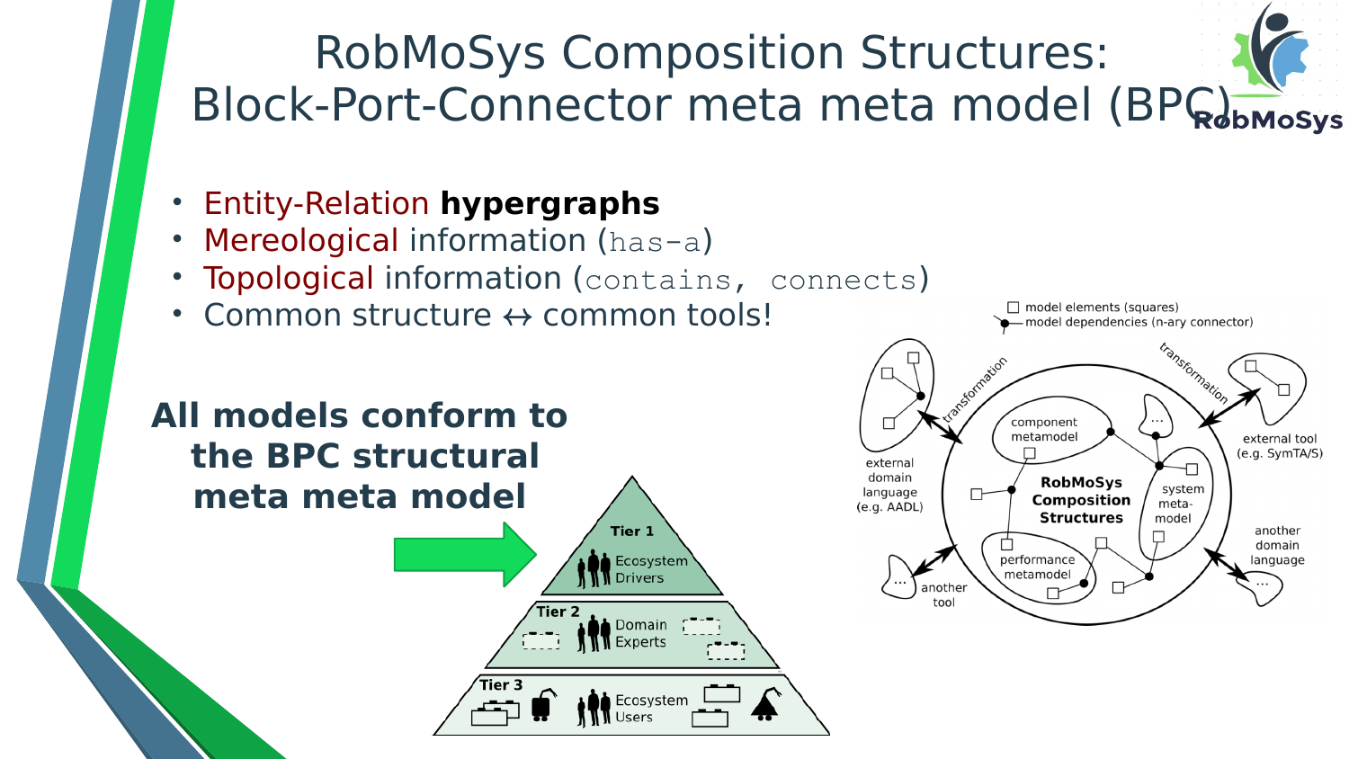# RobMoSys Composition Structures: Block-Port-Connector meta meta model (BPC)

- Entity-Relation **hypergraphs**
- Mereological information (`has-a`)
- Topological information (`contains, connects`)
- Common structure ↔ common tools!

**All models conform to the BPC structural meta meta model**

Tier 1 – Ecosystem Drivers

Tier 2 – Domain Experts

Tier 3 – Ecosystem Users

□ model elements (squares)

●— model dependencies (n-ary connector)

RobMoSys Composition Structures

component metamodel

system meta-model

performance metamodel

external domain language (e.g. AADL)

external tool (e.g. SymTA/S)

another domain language

another tool

transformation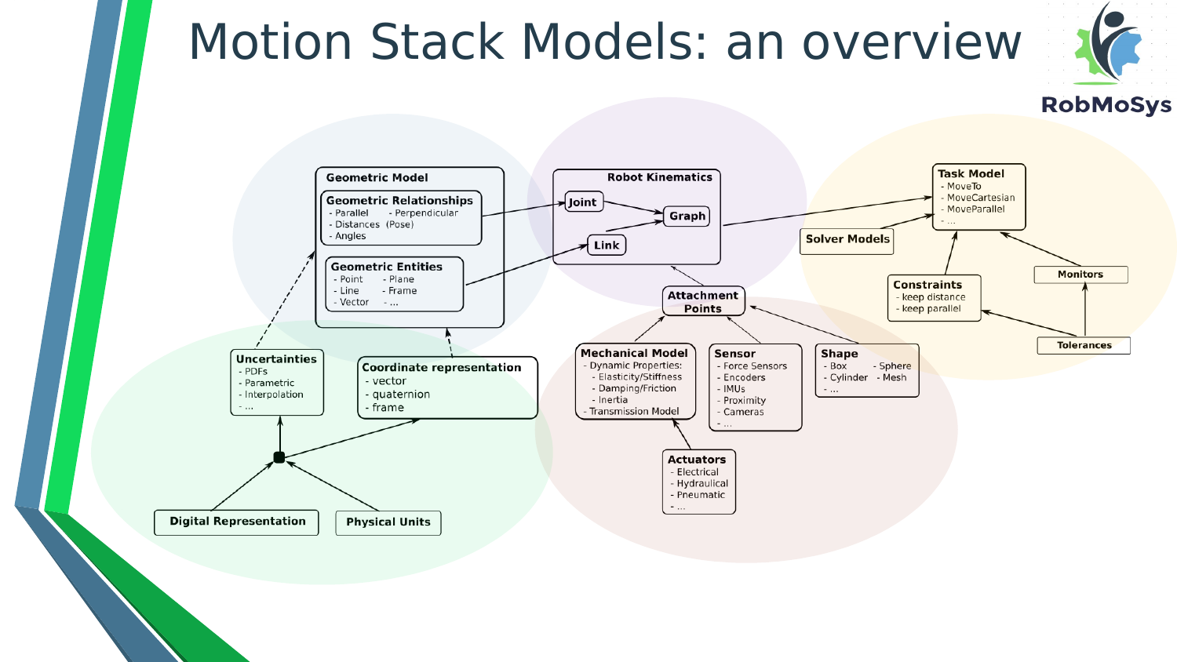# Motion Stack Models: an overview

**Geometric Model**

**Geometric Relationships**
- Parallel
- Perpendicular
- Distances (Pose)
- Angles

**Geometric Entities**
- Point
- Plane
- Line
- Frame
- Vector
- ...

**Robot Kinematics**
- Joint
- Link
- Graph

**Task Model**
- MoveTo
- MoveCartesian
- MoveParallel
- ...

**Solver Models**

**Constraints**
- keep distance
- keep parallel

**Monitors**

**Tolerances**

**Attachment Points**

**Mechanical Model**
- Dynamic Properties:
  - Elasticity/Stiffness
  - Damping/Friction
  - Inertia
- Transmission Model

**Sensor**
- Force Sensors
- Encoders
- IMUs
- Proximity
- Cameras
- ...

**Shape**
- Box
- Sphere
- Cylinder
- Mesh
- ...

**Actuators**
- Electrical
- Hydraulical
- Pneumatic
- ...

**Uncertainties**
- PDFs
- Parametric
- Interpolation
- ...

**Coordinate representation**
- vector
- quaternion
- frame

**Digital Representation**

**Physical Units**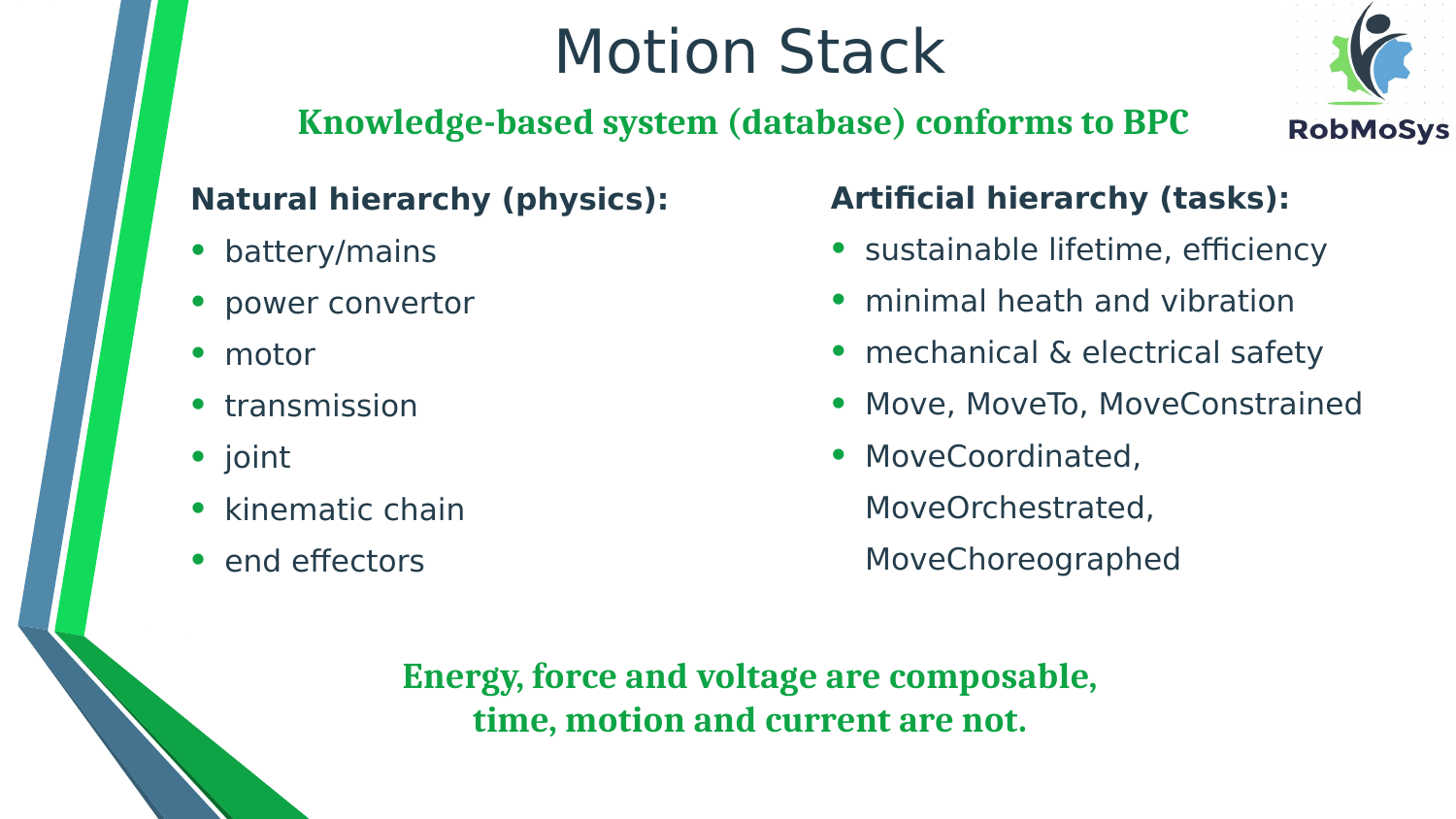# Motion Stack

**Knowledge-based system (database) conforms to BPC**

**Natural hierarchy (physics):**

- battery/mains
- power convertor
- motor
- transmission
- joint
- kinematic chain
- end effectors

**Artificial hierarchy (tasks):**

- sustainable lifetime, efficiency
- minimal heath and vibration
- mechanical & electrical safety
- Move, MoveTo, MoveConstrained
- MoveCoordinated, MoveOrchestrated, MoveChoreographed

**Energy, force and voltage are composable,**
**time, motion and current are not.**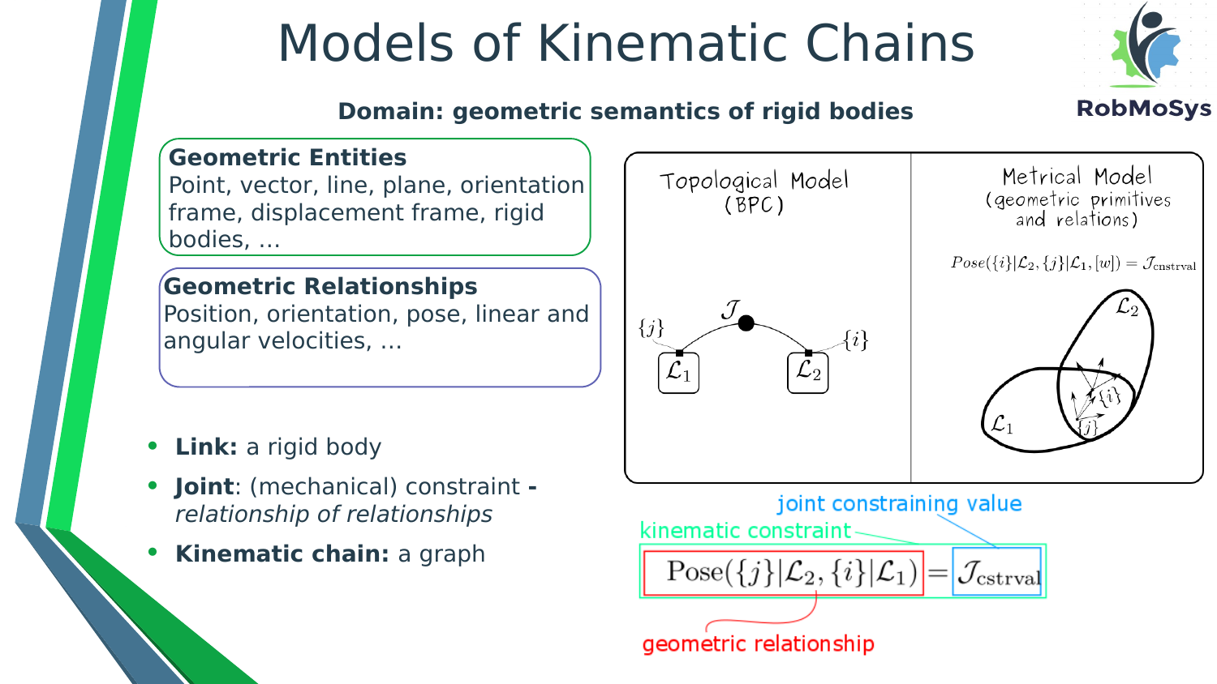# Models of Kinematic Chains

**Domain: geometric semantics of rigid bodies**

**Geometric Entities**
Point, vector, line, plane, orientation frame, displacement frame, rigid bodies, ...

**Geometric Relationships**
Position, orientation, pose, linear and angular velocities, ...

- **Link:** a rigid body
- **Joint**: (mechanical) constraint - *relationship of relationships*
- **Kinematic chain:** a graph

Topological Model (BPC)

Metrical Model (geometric primitives and relations)

$Pose(\{i\}|\mathcal{L}_2, \{j\}|\mathcal{L}_1, [w]) = \mathcal{J}_{\text{cnstrval}}$

joint constraining value

kinematic constraint

$$\text{Pose}(\{j\}|\mathcal{L}_2, \{i\}|\mathcal{L}_1) = \mathcal{J}_{\text{cstrval}}$$

geometric relationship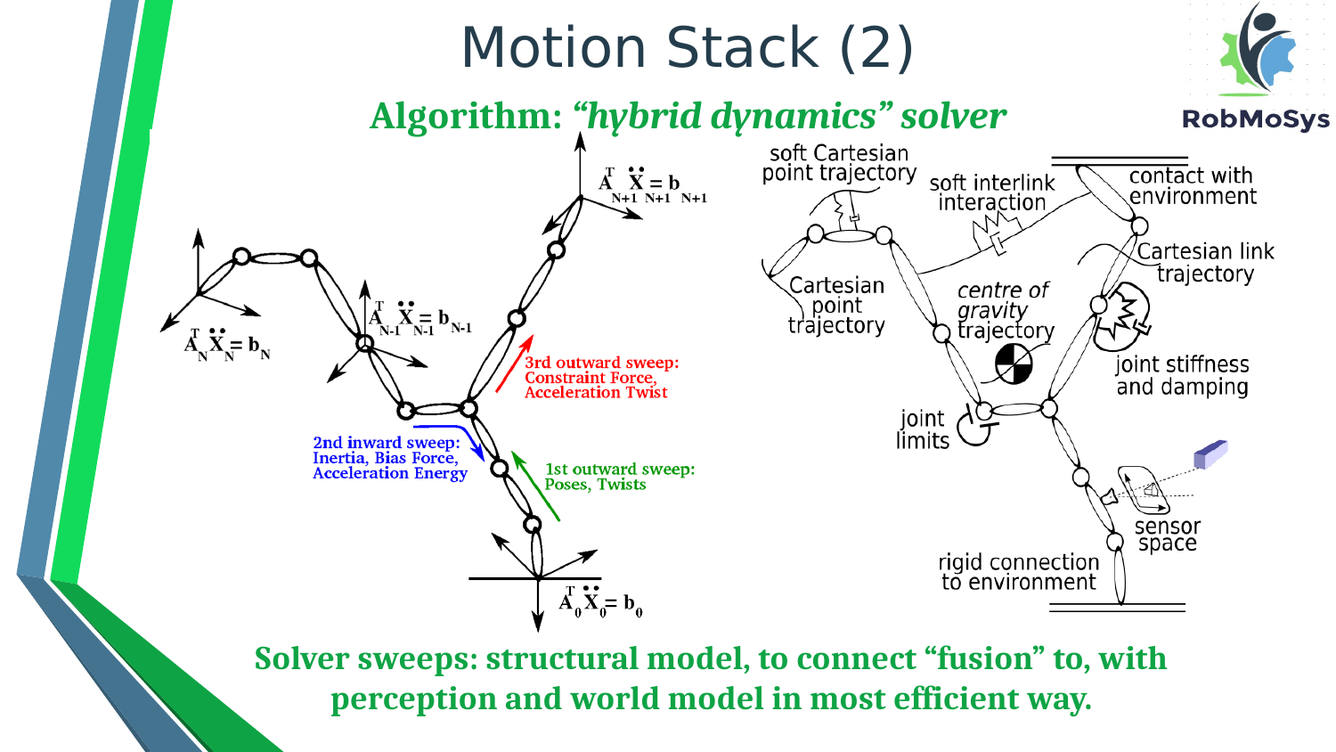# Motion Stack (2)

## Algorithm: *"hybrid dynamics" solver*

$A^T_{N+1} \ddot{X}_{N+1} = b_{N+1}$

$A^T_N \ddot{X}_N = b_N$

$A^T_{N-1} \ddot{X}_{N-1} = b_{N-1}$

3rd outward sweep: Constraint Force, Acceleration Twist

2nd inward sweep: Inertia, Bias Force, Acceleration Energy

1st outward sweep: Poses, Twists

$A^T_0 \ddot{X}_0 = b_0$

soft Cartesian point trajectory

soft interlink interaction

contact with environment

Cartesian link trajectory

Cartesian point trajectory

*centre of gravity trajectory*

joint stiffness and damping

joint limits

sensor space

rigid connection to environment

**Solver sweeps: structural model, to connect "fusion" to, with perception and world model in most efficient way.**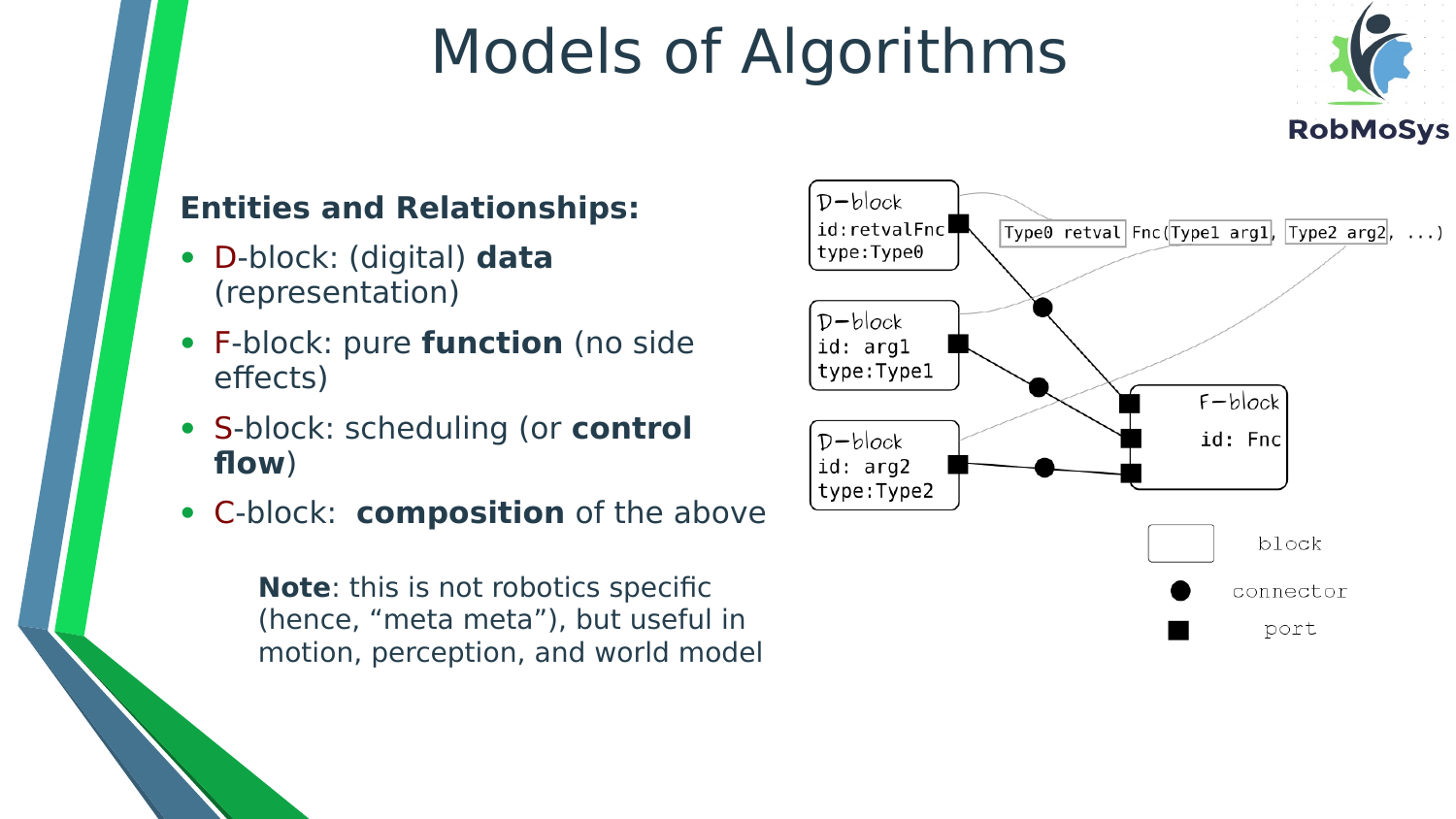# Models of Algorithms

**Entities and Relationships:**

- D-block: (digital) **data** (representation)
- F-block: pure **function** (no side effects)
- S-block: scheduling (or **control flow**)
- C-block: **composition** of the above

**Note**: this is not robotics specific (hence, “meta meta”), but useful in motion, perception, and world model

D−block
id:retvalFnc
type:Type0

D−block
id: arg1
type:Type1

D−block
id: arg2
type:Type2

Type0 retval Fnc(Type1 arg1, Type2 arg2, ...)

F−block
id: Fnc

block

connector

port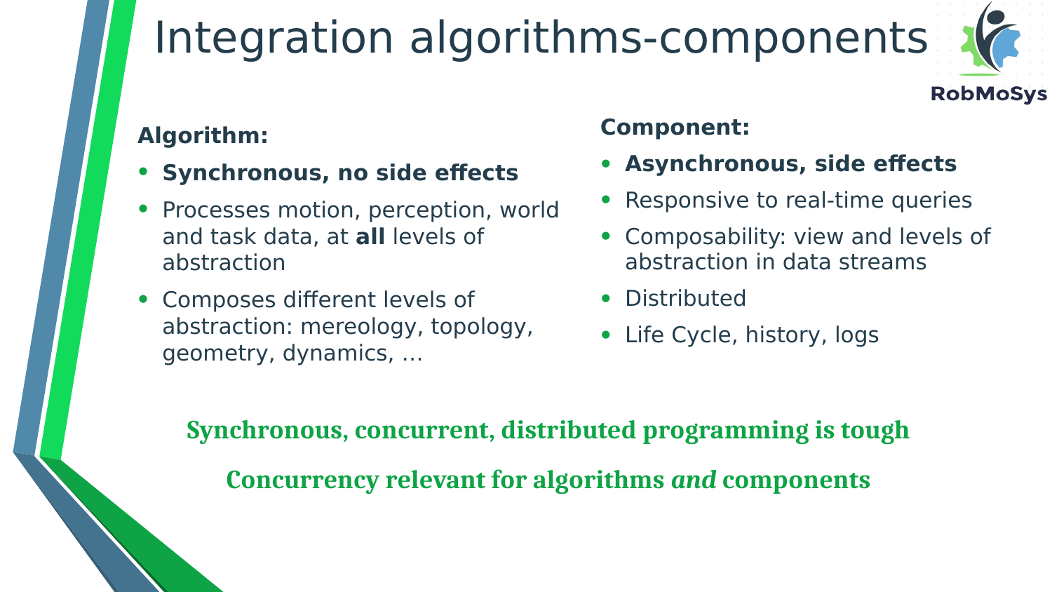# Integration algorithms-components

**Algorithm:**

- **Synchronous, no side effects**
- Processes motion, perception, world and task data, at **all** levels of abstraction
- Composes different levels of abstraction: mereology, topology, geometry, dynamics, …

**Component:**

- **Asynchronous, side effects**
- Responsive to real-time queries
- Composability: view and levels of abstraction in data streams
- Distributed
- Life Cycle, history, logs

**Synchronous, concurrent, distributed programming is tough**

**Concurrency relevant for algorithms *and* components**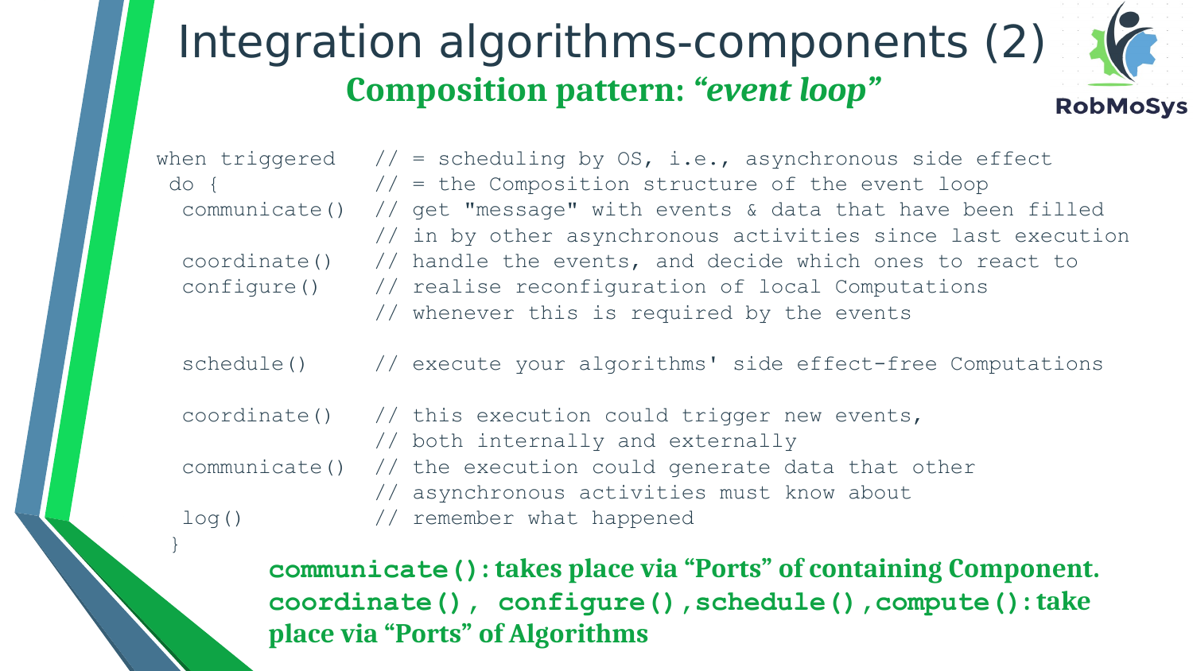# Integration algorithms-components (2)

## Composition pattern: *"event loop"*

```
when triggered   // = scheduling by OS, i.e., asynchronous side effect
 do {            // = the Composition structure of the event loop
  communicate()  // get "message" with events & data that have been filled
                 // in by other asynchronous activities since last execution
  coordinate()   // handle the events, and decide which ones to react to
  configure()    // realise reconfiguration of local Computations
                 // whenever this is required by the events

  schedule()     // execute your algorithms' side effect-free Computations

  coordinate()   // this execution could trigger new events,
                 // both internally and externally
  communicate()  // the execution could generate data that other
                 // asynchronous activities must know about
  log()          // remember what happened
 }
```

**`communicate()`: takes place via "Ports" of containing Component.**
**`coordinate()`, `configure()`, `schedule()`, `compute()`: take place via "Ports" of Algorithms**